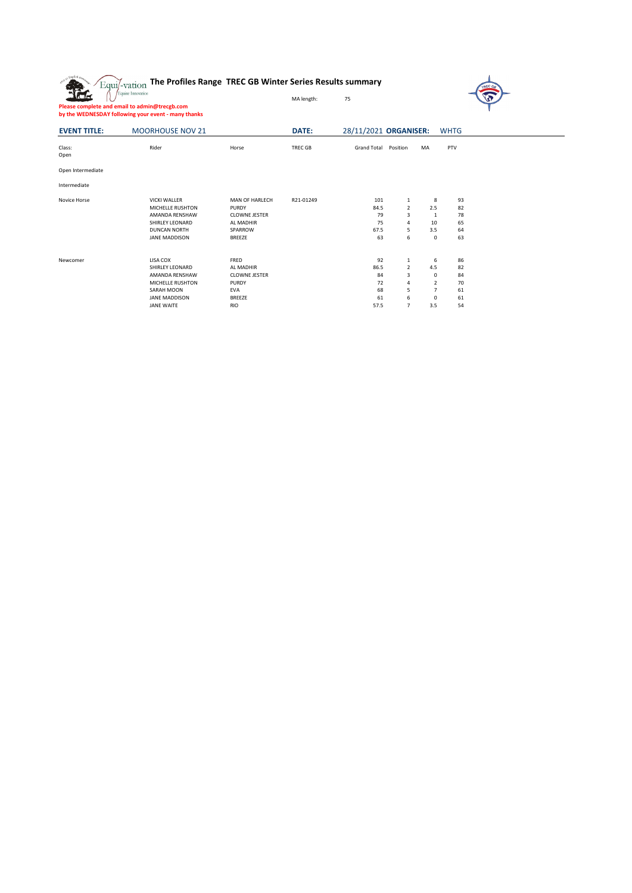# The Profiles Range TREC GB Winter Series Results summary

MA length: 75

**Please complete and email to admin@trecgb.com by the WEDNESDAY following your event - many thanks**

| **EVENT TITLE:** | MOORHOUSE NOV 21 | | **DATE:** | 28/11/2021 | **ORGANISER:** | | WHTG |
|---|---|---|---|---|---|---|---|
| Class: | Rider | Horse | TREC GB | Grand Total | Position | MA | PTV |
| Open | | | | | | | |
| Open Intermediate | | | | | | | |
| Intermediate | | | | | | | |
| Novice Horse | VICKI WALLER | MAN OF HARLECH | R21-01249 | 101 | 1 | 8 | 93 |
| | MICHELLE RUSHTON | PURDY | | 84.5 | 2 | 2.5 | 82 |
| | AMANDA RENSHAW | CLOWNE JESTER | | 79 | 3 | 1 | 78 |
| | SHIRLEY LEONARD | AL MADHIR | | 75 | 4 | 10 | 65 |
| | DUNCAN NORTH | SPARROW | | 67.5 | 5 | 3.5 | 64 |
| | JANE MADDISON | BREEZE | | 63 | 6 | 0 | 63 |
| Newcomer | LISA COX | FRED | | 92 | 1 | 6 | 86 |
| | SHIRLEY LEONARD | AL MADHIR | | 86.5 | 2 | 4.5 | 82 |
| | AMANDA RENSHAW | CLOWNE JESTER | | 84 | 3 | 0 | 84 |
| | MICHELLE RUSHTON | PURDY | | 72 | 4 | 2 | 70 |
| | SARAH MOON | EVA | | 68 | 5 | 7 | 61 |
| | JANE MADDISON | BREEZE | | 61 | 6 | 0 | 61 |
| | JANE WAITE | RIO | | 57.5 | 7 | 3.5 | 54 |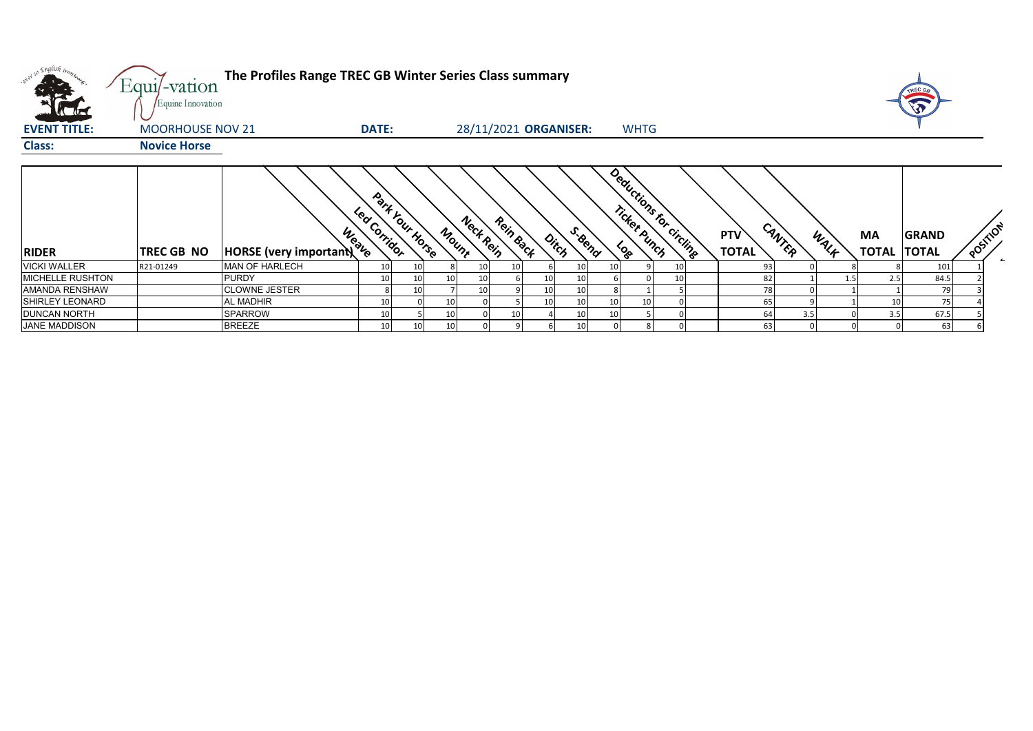# The Profiles Range TREC GB Winter Series Class summary

**EVENT TITLE:** MOORHOUSE NOV 21 **DATE:** 28/11/2021 **ORGANISER:** WHTG

**Class:** **Novice Horse**

| RIDER | TREC GB NO | HORSE (very important) | Weave | Led Corridor | Park Your Horse | Mount | Neck Rein | Rein Back | Ditch | S-Bend | Log | Ticket Punch | Deductions for circling | PTV TOTAL | CANTER | WALK | MA TOTAL | GRAND TOTAL | POSITION |
|---|---|---|---|---|---|---|---|---|---|---|---|---|---|---|---|---|---|---|---|
| VICKI WALLER | R21-01249 | MAN OF HARLECH | 10 | 10 | 8 | 10 | 10 | 6 | 10 | 10 | 9 | 10 | | 93 | 0 | 8 | 8 | 101 | 1 |
| MICHELLE RUSHTON | | PURDY | 10 | 10 | 10 | 10 | 6 | 10 | 10 | 6 | 0 | 10 | | 82 | 1 | 1.5 | 2.5 | 84.5 | 2 |
| AMANDA RENSHAW | | CLOWNE JESTER | 8 | 10 | 7 | 10 | 9 | 10 | 10 | 8 | 1 | 5 | | 78 | 0 | 1 | 1 | 79 | 3 |
| SHIRLEY LEONARD | | AL MADHIR | 10 | 0 | 10 | 0 | 5 | 10 | 10 | 10 | 10 | 0 | | 65 | 9 | 1 | 10 | 75 | 4 |
| DUNCAN NORTH | | SPARROW | 10 | 5 | 10 | 0 | 10 | 4 | 10 | 10 | 5 | 0 | | 64 | 3.5 | 0 | 3.5 | 67.5 | 5 |
| JANE MADDISON | | BREEZE | 10 | 10 | 10 | 0 | 9 | 6 | 10 | 0 | 8 | 0 | | 63 | 0 | 0 | 0 | 63 | 6 |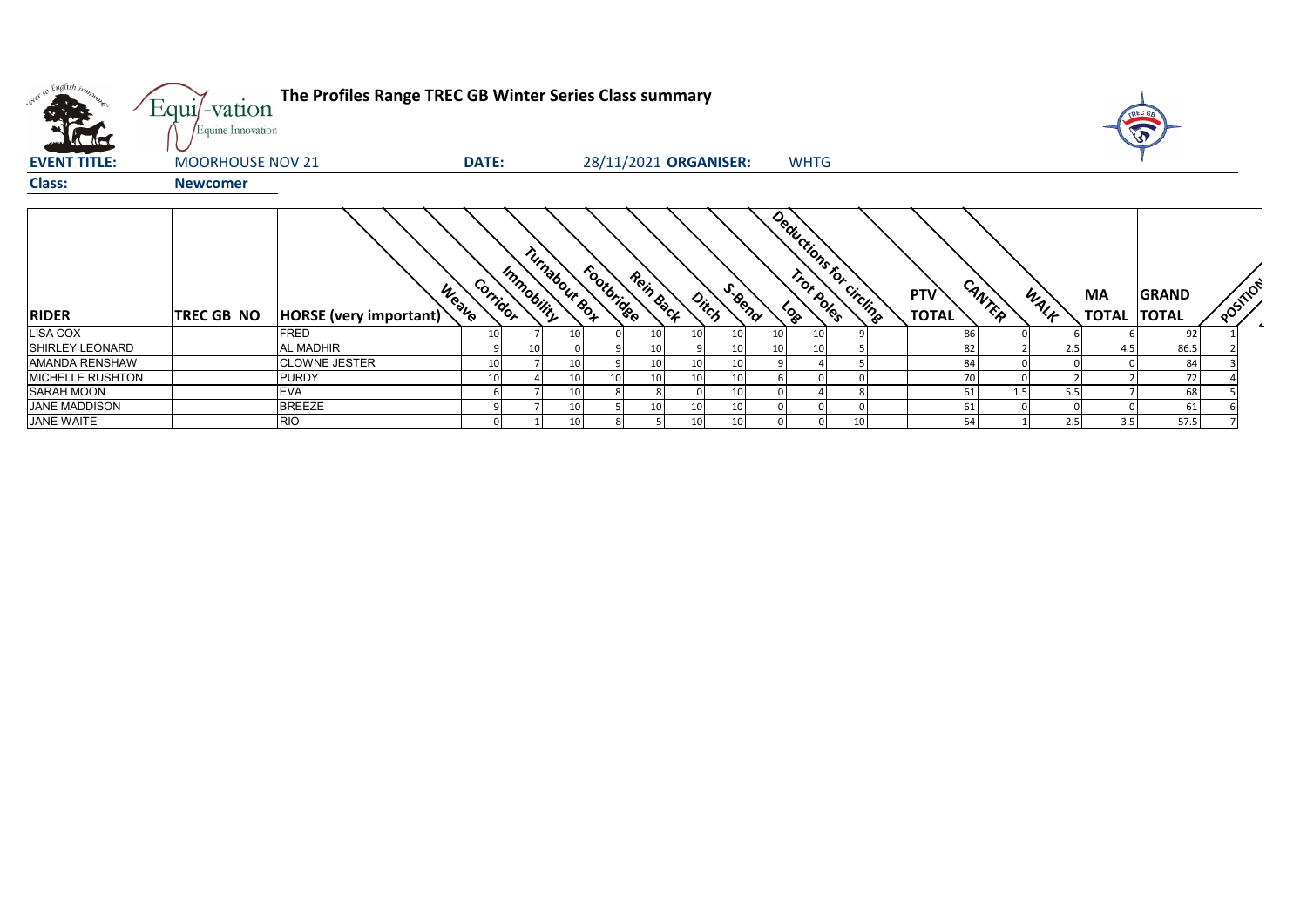# The Profiles Range TREC GB Winter Series Class summary

**EVENT TITLE:** MOORHOUSE NOV 21 **DATE:** 28/11/2021 **ORGANISER:** WHTG

**Class:** Newcomer

| RIDER | TREC GB NO | HORSE (very important) | Weave | Corridor | Immobility | Turnabout Box | Footbridge | Rein Back | Ditch | S-Bend | Log | Trot Poles | Deductions for circling | PTV TOTAL | CANTER | WALK | MA TOTAL | GRAND TOTAL | POSITION |
|---|---|---|---|---|---|---|---|---|---|---|---|---|---|---|---|---|---|---|---|
| LISA COX | | FRED | 10 | 7 | 10 | 0 | 10 | 10 | 10 | 10 | 10 | 9 | | 86 | 0 | 6 | 6 | 92 | 1 |
| SHIRLEY LEONARD | | AL MADHIR | 9 | 10 | 0 | 9 | 10 | 9 | 10 | 10 | 10 | 5 | | 82 | 2 | 2.5 | 4.5 | 86.5 | 2 |
| AMANDA RENSHAW | | CLOWNE JESTER | 10 | 7 | 10 | 9 | 10 | 10 | 10 | 9 | 4 | 5 | | 84 | 0 | 0 | 0 | 84 | 3 |
| MICHELLE RUSHTON | | PURDY | 10 | 4 | 10 | 10 | 10 | 10 | 10 | 6 | 0 | 0 | | 70 | 0 | 2 | 2 | 72 | 4 |
| SARAH MOON | | EVA | 6 | 7 | 10 | 8 | 8 | 0 | 10 | 0 | 4 | 8 | | 61 | 1.5 | 5.5 | 7 | 68 | 5 |
| JANE MADDISON | | BREEZE | 9 | 7 | 10 | 5 | 10 | 10 | 10 | 0 | 0 | 0 | | 61 | 0 | 0 | 0 | 61 | 6 |
| JANE WAITE | | RIO | 0 | 1 | 10 | 8 | 5 | 10 | 10 | 0 | 0 | 10 | | 54 | 1 | 2.5 | 3.5 | 57.5 | 7 |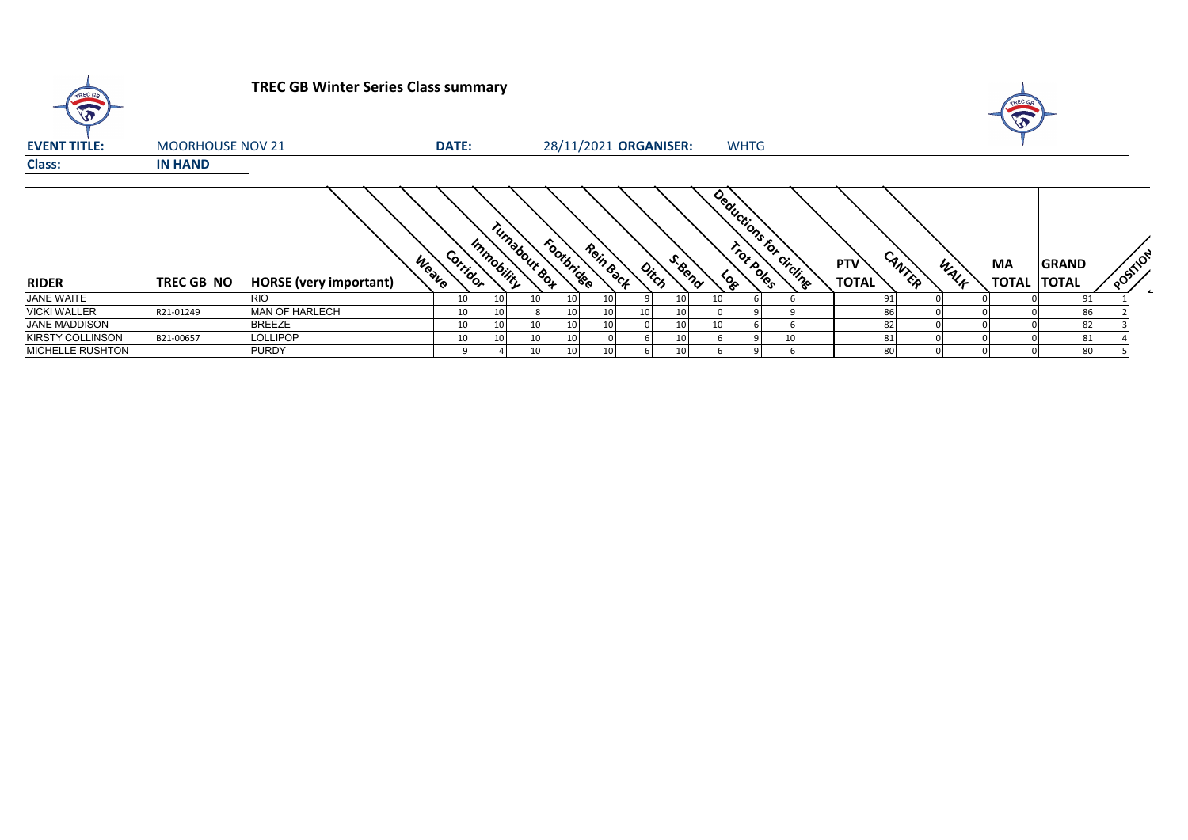# TREC GB Winter Series Class summary

**EVENT TITLE:** MOORHOUSE NOV 21 **DATE:** 28/11/2021 **ORGANISER:** WHTG

**Class:** **IN HAND**

| RIDER | TREC GB NO | HORSE (very important) | Weave | Corridor | Immobility | Turnabout Box | Footbridge | Rein Back | Ditch | S-Bend | Log | Trot Poles | Deductions for circling | PTV TOTAL | CANTER | WALK | MA TOTAL | GRAND TOTAL | POSITION |
|---|---|---|---|---|---|---|---|---|---|---|---|---|---|---|---|---|---|---|---|
| JANE WAITE | | RIO | 10 | 10 | 10 | 10 | 10 | 9 | 10 | 10 | 6 | 6 | | 91 | 0 | 0 | 0 | 91 | 1 |
| VICKI WALLER | R21-01249 | MAN OF HARLECH | 10 | 10 | 8 | 10 | 10 | 10 | 10 | 0 | 9 | 9 | | 86 | 0 | 0 | 0 | 86 | 2 |
| JANE MADDISON | | BREEZE | 10 | 10 | 10 | 10 | 10 | 0 | 10 | 10 | 6 | 6 | | 82 | 0 | 0 | 0 | 82 | 3 |
| KIRSTY COLLINSON | B21-00657 | LOLLIPOP | 10 | 10 | 10 | 10 | 0 | 6 | 10 | 6 | 9 | 10 | | 81 | 0 | 0 | 0 | 81 | 4 |
| MICHELLE RUSHTON | | PURDY | 9 | 4 | 10 | 10 | 10 | 6 | 10 | 6 | 9 | 6 | | 80 | 0 | 0 | 0 | 80 | 5 |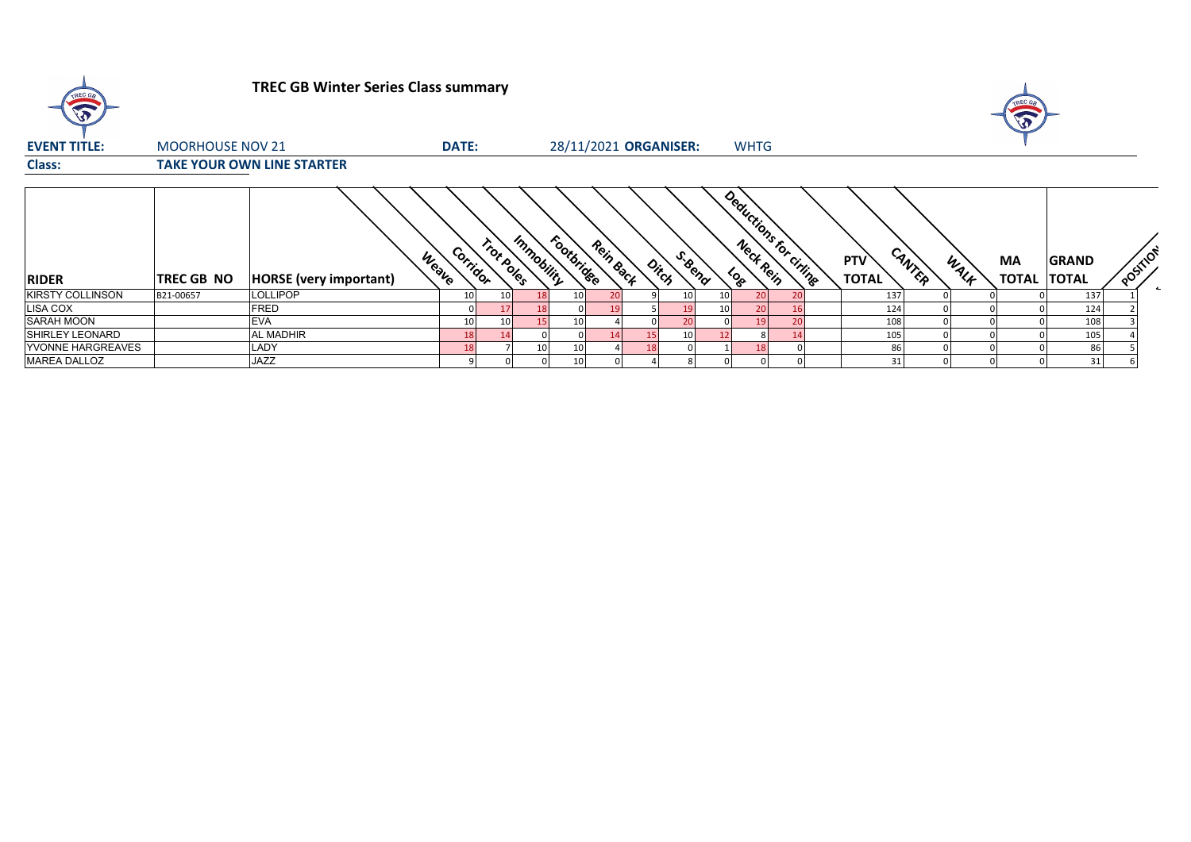# TREC GB Winter Series Class summary

**EVENT TITLE:** MOORHOUSE NOV 21 **DATE:** 28/11/2021 **ORGANISER:** WHTG

**Class:** TAKE YOUR OWN LINE STARTER

| RIDER | TREC GB NO | HORSE (very important) | Weave | Corridor | Trot Poles | Immobility | Footbridge | Rein Back | Ditch | S-Bend | Log | Neck Rein | Deductions for circling | PTV TOTAL | CANTER | WALK | MA TOTAL | GRAND TOTAL | POSITION |
|---|---|---|---|---|---|---|---|---|---|---|---|---|---|---|---|---|---|---|---|
| KIRSTY COLLINSON | B21-00657 | LOLLIPOP | 10 | 10 | 18 | 10 | 20 | 9 | 10 | 10 | 20 | 20 | | 137 | 0 | 0 | 0 | 137 | 1 |
| LISA COX | | FRED | 0 | 17 | 18 | 0 | 19 | 5 | 19 | 10 | 20 | 16 | | 124 | 0 | 0 | 0 | 124 | 2 |
| SARAH MOON | | EVA | 10 | 10 | 15 | 10 | 4 | 0 | 20 | 0 | 19 | 20 | | 108 | 0 | 0 | 0 | 108 | 3 |
| SHIRLEY LEONARD | | AL MADHIR | 18 | 14 | 0 | 0 | 14 | 15 | 10 | 12 | 8 | 14 | | 105 | 0 | 0 | 0 | 105 | 4 |
| YVONNE HARGREAVES | | LADY | 18 | 7 | 10 | 10 | 4 | 18 | 0 | 1 | 18 | 0 | | 86 | 0 | 0 | 0 | 86 | 5 |
| MAREA DALLOZ | | JAZZ | 9 | 0 | 0 | 10 | 0 | 4 | 8 | 0 | 0 | 0 | | 31 | 0 | 0 | 0 | 31 | 6 |